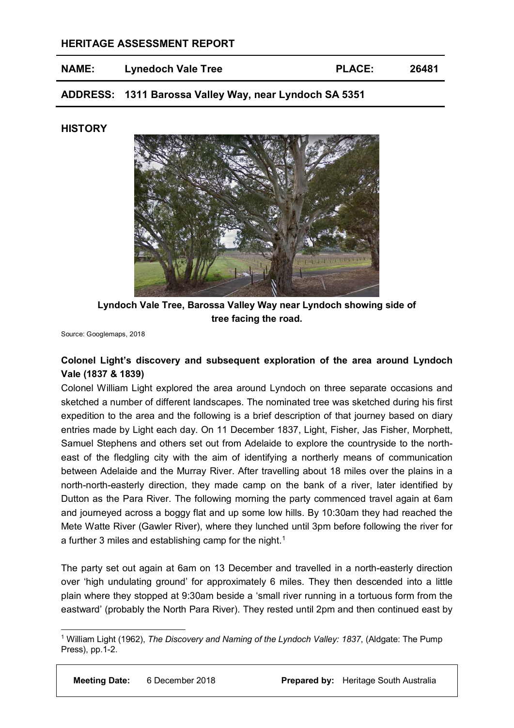## HERITAGE ASSESSMENT REPORT

| **NAME:** | **Lynedoch Vale Tree** | **PLACE:** | **26481** |
|---|---|---|---|

**ADDRESS: 1311 Barossa Valley Way, near Lyndoch SA 5351**

### HISTORY

**Lyndoch Vale Tree, Barossa Valley Way near Lyndoch showing side of tree facing the road.**

Source: Googlemaps, 2018

**Colonel Light's discovery and subsequent exploration of the area around Lyndoch Vale (1837 & 1839)**

Colonel William Light explored the area around Lyndoch on three separate occasions and sketched a number of different landscapes. The nominated tree was sketched during his first expedition to the area and the following is a brief description of that journey based on diary entries made by Light each day. On 11 December 1837, Light, Fisher, Jas Fisher, Morphett, Samuel Stephens and others set out from Adelaide to explore the countryside to the north-east of the fledgling city with the aim of identifying a northerly means of communication between Adelaide and the Murray River. After travelling about 18 miles over the plains in a north-north-easterly direction, they made camp on the bank of a river, later identified by Dutton as the Para River. The following morning the party commenced travel again at 6am and journeyed across a boggy flat and up some low hills. By 10:30am they had reached the Mete Watte River (Gawler River), where they lunched until 3pm before following the river for a further 3 miles and establishing camp for the night.[1]

The party set out again at 6am on 13 December and travelled in a north-easterly direction over 'high undulating ground' for approximately 6 miles. They then descended into a little plain where they stopped at 9:30am beside a 'small river running in a tortuous form from the eastward' (probably the North Para River). They rested until 2pm and then continued east by

[1] William Light (1962), *The Discovery and Naming of the Lyndoch Valley: 1837*, (Aldgate: The Pump Press), pp.1-2.

**Meeting Date:** 6 December 2018 **Prepared by:** Heritage South Australia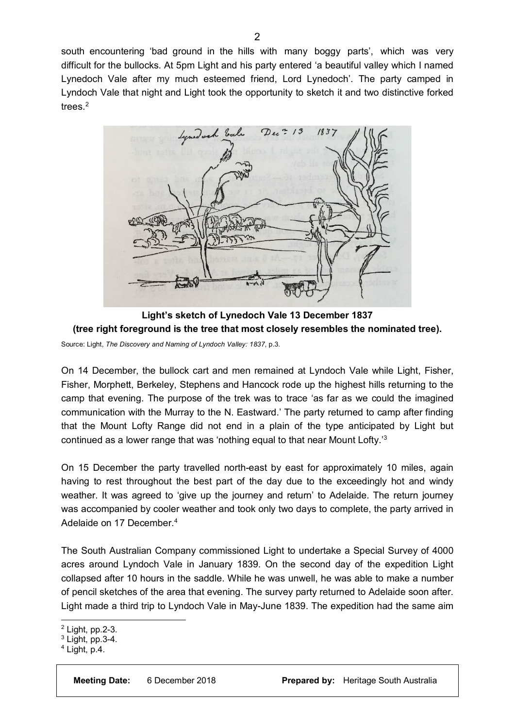south encountering 'bad ground in the hills with many boggy parts', which was very difficult for the bullocks. At 5pm Light and his party entered 'a beautiful valley which I named Lynedoch Vale after my much esteemed friend, Lord Lynedoch'. The party camped in Lyndoch Vale that night and Light took the opportunity to sketch it and two distinctive forked trees.[2]

**Light's sketch of Lynedoch Vale 13 December 1837**
**(tree right foreground is the tree that most closely resembles the nominated tree).**

Source: Light, *The Discovery and Naming of Lyndoch Valley: 1837*, p.3.

On 14 December, the bullock cart and men remained at Lyndoch Vale while Light, Fisher, Fisher, Morphett, Berkeley, Stephens and Hancock rode up the highest hills returning to the camp that evening. The purpose of the trek was to trace 'as far as we could the imagined communication with the Murray to the N. Eastward.' The party returned to camp after finding that the Mount Lofty Range did not end in a plain of the type anticipated by Light but continued as a lower range that was 'nothing equal to that near Mount Lofty.'[3]

On 15 December the party travelled north-east by east for approximately 10 miles, again having to rest throughout the best part of the day due to the exceedingly hot and windy weather. It was agreed to 'give up the journey and return' to Adelaide. The return journey was accompanied by cooler weather and took only two days to complete, the party arrived in Adelaide on 17 December.[4]

The South Australian Company commissioned Light to undertake a Special Survey of 4000 acres around Lyndoch Vale in January 1839. On the second day of the expedition Light collapsed after 10 hours in the saddle. While he was unwell, he was able to make a number of pencil sketches of the area that evening. The survey party returned to Adelaide soon after. Light made a third trip to Lyndoch Vale in May-June 1839. The expedition had the same aim

---

[2] Light, pp.2-3.
[3] Light, pp.3-4.
[4] Light, p.4.

| **Meeting Date:** 6 December 2018 | **Prepared by:** Heritage South Australia |
|---|---|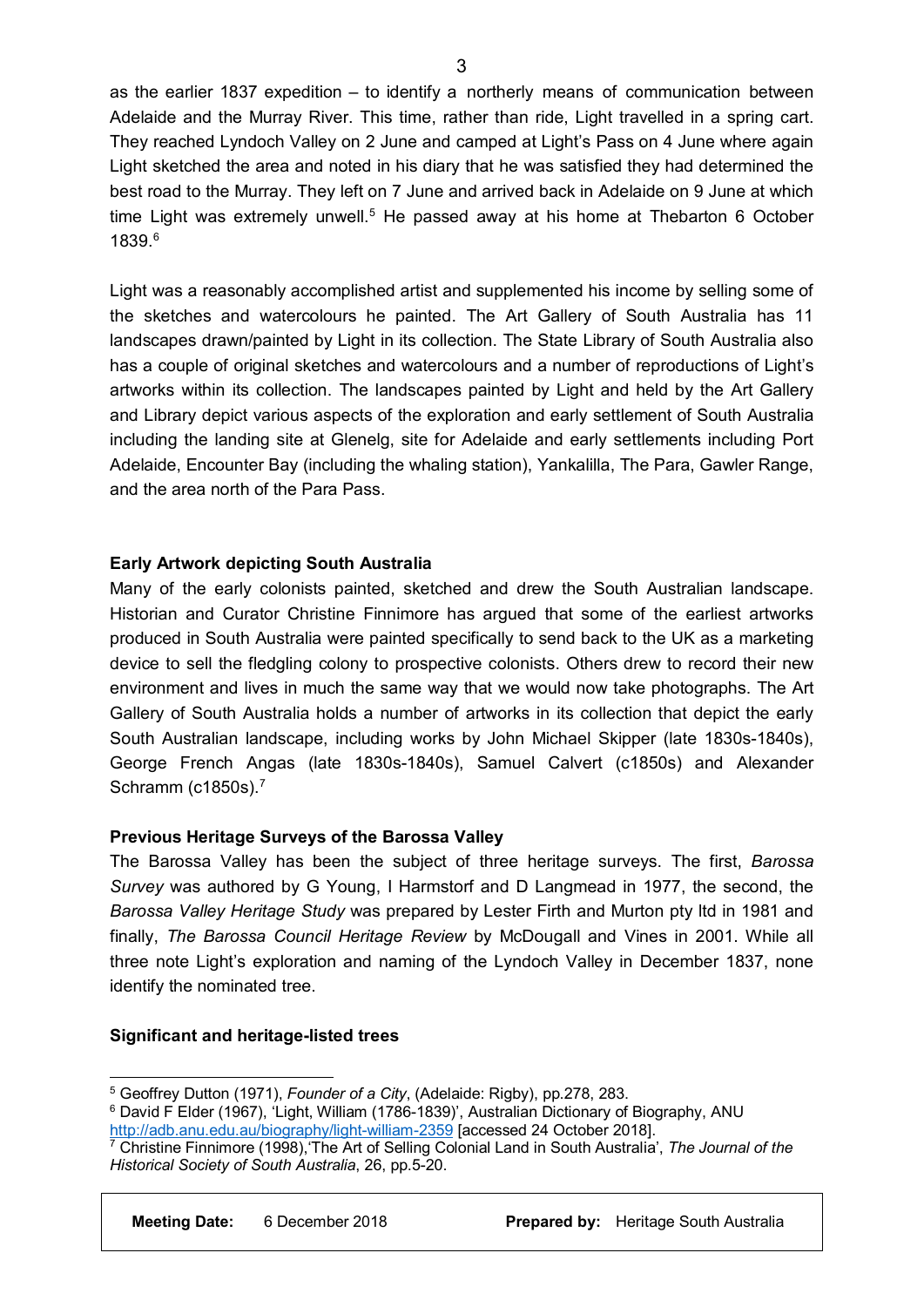as the earlier 1837 expedition – to identify a northerly means of communication between Adelaide and the Murray River. This time, rather than ride, Light travelled in a spring cart. They reached Lyndoch Valley on 2 June and camped at Light's Pass on 4 June where again Light sketched the area and noted in his diary that he was satisfied they had determined the best road to the Murray. They left on 7 June and arrived back in Adelaide on 9 June at which time Light was extremely unwell.[5] He passed away at his home at Thebarton 6 October 1839.[6]

Light was a reasonably accomplished artist and supplemented his income by selling some of the sketches and watercolours he painted. The Art Gallery of South Australia has 11 landscapes drawn/painted by Light in its collection. The State Library of South Australia also has a couple of original sketches and watercolours and a number of reproductions of Light's artworks within its collection. The landscapes painted by Light and held by the Art Gallery and Library depict various aspects of the exploration and early settlement of South Australia including the landing site at Glenelg, site for Adelaide and early settlements including Port Adelaide, Encounter Bay (including the whaling station), Yankalilla, The Para, Gawler Range, and the area north of the Para Pass.

**Early Artwork depicting South Australia**

Many of the early colonists painted, sketched and drew the South Australian landscape. Historian and Curator Christine Finnimore has argued that some of the earliest artworks produced in South Australia were painted specifically to send back to the UK as a marketing device to sell the fledgling colony to prospective colonists. Others drew to record their new environment and lives in much the same way that we would now take photographs. The Art Gallery of South Australia holds a number of artworks in its collection that depict the early South Australian landscape, including works by John Michael Skipper (late 1830s-1840s), George French Angas (late 1830s-1840s), Samuel Calvert (c1850s) and Alexander Schramm (c1850s).[7]

**Previous Heritage Surveys of the Barossa Valley**

The Barossa Valley has been the subject of three heritage surveys. The first, *Barossa Survey* was authored by G Young, I Harmstorf and D Langmead in 1977, the second, the *Barossa Valley Heritage Study* was prepared by Lester Firth and Murton pty ltd in 1981 and finally, *The Barossa Council Heritage Review* by McDougall and Vines in 2001. While all three note Light's exploration and naming of the Lyndoch Valley in December 1837, none identify the nominated tree.

**Significant and heritage-listed trees**

---

[5] Geoffrey Dutton (1971), *Founder of a City*, (Adelaide: Rigby), pp.278, 283.

[6] David F Elder (1967), 'Light, William (1786-1839)', Australian Dictionary of Biography, ANU http://adb.anu.edu.au/biography/light-william-2359 [accessed 24 October 2018].

[7] Christine Finnimore (1998),'The Art of Selling Colonial Land in South Australia', *The Journal of the Historical Society of South Australia*, 26, pp.5-20.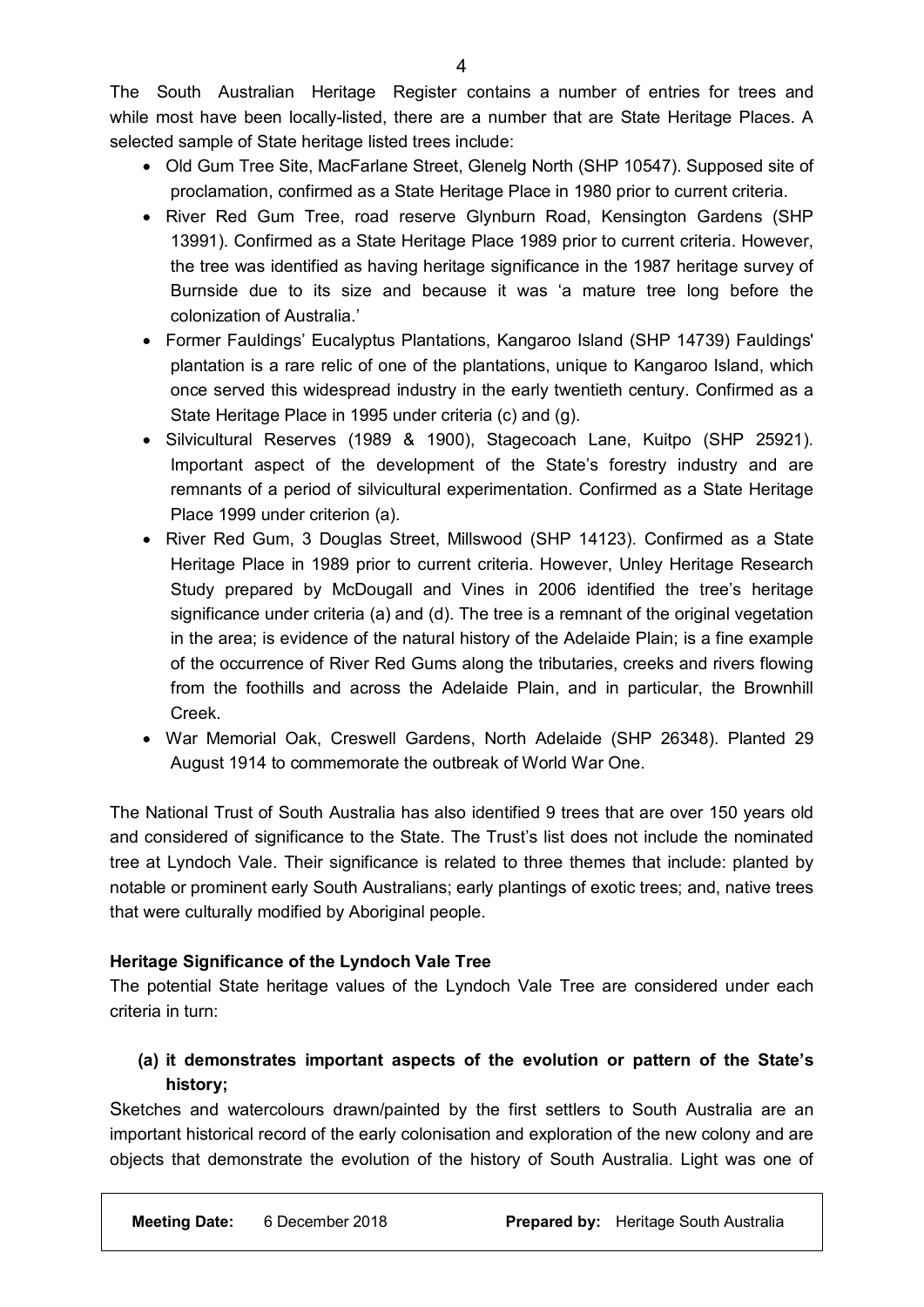The South Australian Heritage Register contains a number of entries for trees and while most have been locally-listed, there are a number that are State Heritage Places. A selected sample of State heritage listed trees include:

- Old Gum Tree Site, MacFarlane Street, Glenelg North (SHP 10547). Supposed site of proclamation, confirmed as a State Heritage Place in 1980 prior to current criteria.
- River Red Gum Tree, road reserve Glynburn Road, Kensington Gardens (SHP 13991). Confirmed as a State Heritage Place 1989 prior to current criteria. However, the tree was identified as having heritage significance in the 1987 heritage survey of Burnside due to its size and because it was 'a mature tree long before the colonization of Australia.'
- Former Fauldings' Eucalyptus Plantations, Kangaroo Island (SHP 14739) Fauldings' plantation is a rare relic of one of the plantations, unique to Kangaroo Island, which once served this widespread industry in the early twentieth century. Confirmed as a State Heritage Place in 1995 under criteria (c) and (g).
- Silvicultural Reserves (1989 & 1900), Stagecoach Lane, Kuitpo (SHP 25921). Important aspect of the development of the State's forestry industry and are remnants of a period of silvicultural experimentation. Confirmed as a State Heritage Place 1999 under criterion (a).
- River Red Gum, 3 Douglas Street, Millswood (SHP 14123). Confirmed as a State Heritage Place in 1989 prior to current criteria. However, Unley Heritage Research Study prepared by McDougall and Vines in 2006 identified the tree's heritage significance under criteria (a) and (d). The tree is a remnant of the original vegetation in the area; is evidence of the natural history of the Adelaide Plain; is a fine example of the occurrence of River Red Gums along the tributaries, creeks and rivers flowing from the foothills and across the Adelaide Plain, and in particular, the Brownhill Creek.
- War Memorial Oak, Creswell Gardens, North Adelaide (SHP 26348). Planted 29 August 1914 to commemorate the outbreak of World War One.

The National Trust of South Australia has also identified 9 trees that are over 150 years old and considered of significance to the State. The Trust's list does not include the nominated tree at Lyndoch Vale. Their significance is related to three themes that include: planted by notable or prominent early South Australians; early plantings of exotic trees; and, native trees that were culturally modified by Aboriginal people.

**Heritage Significance of the Lyndoch Vale Tree**

The potential State heritage values of the Lyndoch Vale Tree are considered under each criteria in turn:

**(a) it demonstrates important aspects of the evolution or pattern of the State's history;**

Sketches and watercolours drawn/painted by the first settlers to South Australia are an important historical record of the early colonisation and exploration of the new colony and are objects that demonstrate the evolution of the history of South Australia. Light was one of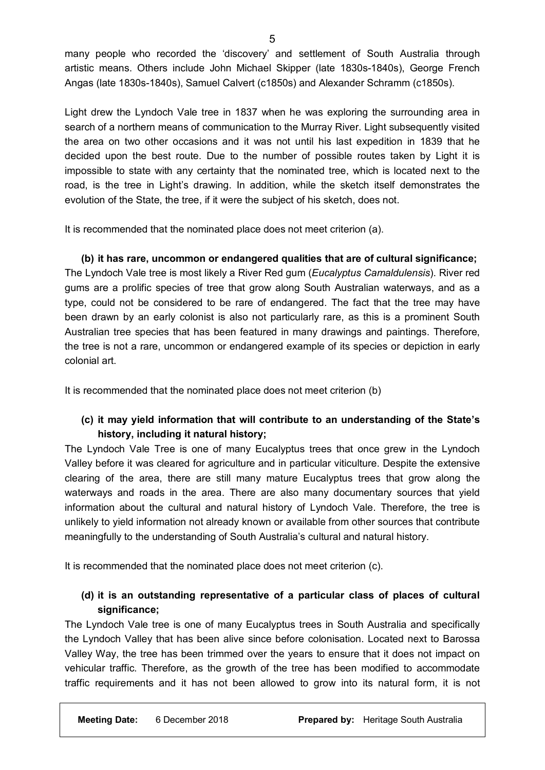many people who recorded the 'discovery' and settlement of South Australia through artistic means. Others include John Michael Skipper (late 1830s-1840s), George French Angas (late 1830s-1840s), Samuel Calvert (c1850s) and Alexander Schramm (c1850s).

Light drew the Lyndoch Vale tree in 1837 when he was exploring the surrounding area in search of a northern means of communication to the Murray River. Light subsequently visited the area on two other occasions and it was not until his last expedition in 1839 that he decided upon the best route. Due to the number of possible routes taken by Light it is impossible to state with any certainty that the nominated tree, which is located next to the road, is the tree in Light's drawing. In addition, while the sketch itself demonstrates the evolution of the State, the tree, if it were the subject of his sketch, does not.

It is recommended that the nominated place does not meet criterion (a).

**(b) it has rare, uncommon or endangered qualities that are of cultural significance;**

The Lyndoch Vale tree is most likely a River Red gum (*Eucalyptus Camaldulensis*). River red gums are a prolific species of tree that grow along South Australian waterways, and as a type, could not be considered to be rare of endangered. The fact that the tree may have been drawn by an early colonist is also not particularly rare, as this is a prominent South Australian tree species that has been featured in many drawings and paintings. Therefore, the tree is not a rare, uncommon or endangered example of its species or depiction in early colonial art.

It is recommended that the nominated place does not meet criterion (b)

**(c) it may yield information that will contribute to an understanding of the State's history, including it natural history;**

The Lyndoch Vale Tree is one of many Eucalyptus trees that once grew in the Lyndoch Valley before it was cleared for agriculture and in particular viticulture. Despite the extensive clearing of the area, there are still many mature Eucalyptus trees that grow along the waterways and roads in the area. There are also many documentary sources that yield information about the cultural and natural history of Lyndoch Vale. Therefore, the tree is unlikely to yield information not already known or available from other sources that contribute meaningfully to the understanding of South Australia's cultural and natural history.

It is recommended that the nominated place does not meet criterion (c).

**(d) it is an outstanding representative of a particular class of places of cultural significance;**

The Lyndoch Vale tree is one of many Eucalyptus trees in South Australia and specifically the Lyndoch Valley that has been alive since before colonisation. Located next to Barossa Valley Way, the tree has been trimmed over the years to ensure that it does not impact on vehicular traffic. Therefore, as the growth of the tree has been modified to accommodate traffic requirements and it has not been allowed to grow into its natural form, it is not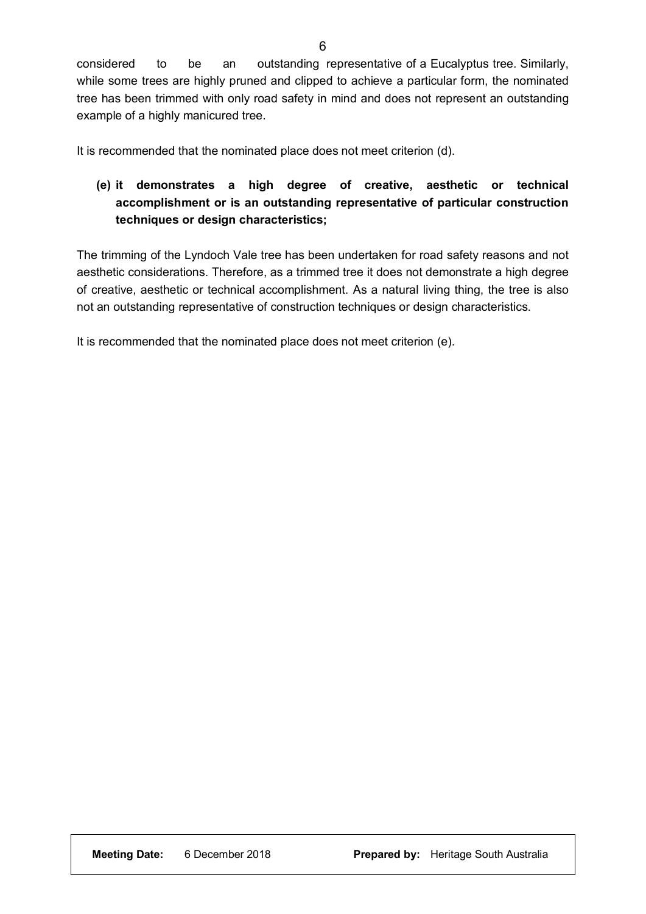considered to be an outstanding representative of a Eucalyptus tree. Similarly, while some trees are highly pruned and clipped to achieve a particular form, the nominated tree has been trimmed with only road safety in mind and does not represent an outstanding example of a highly manicured tree.

It is recommended that the nominated place does not meet criterion (d).

**(e) it demonstrates a high degree of creative, aesthetic or technical accomplishment or is an outstanding representative of particular construction techniques or design characteristics;**

The trimming of the Lyndoch Vale tree has been undertaken for road safety reasons and not aesthetic considerations. Therefore, as a trimmed tree it does not demonstrate a high degree of creative, aesthetic or technical accomplishment. As a natural living thing, the tree is also not an outstanding representative of construction techniques or design characteristics.

It is recommended that the nominated place does not meet criterion (e).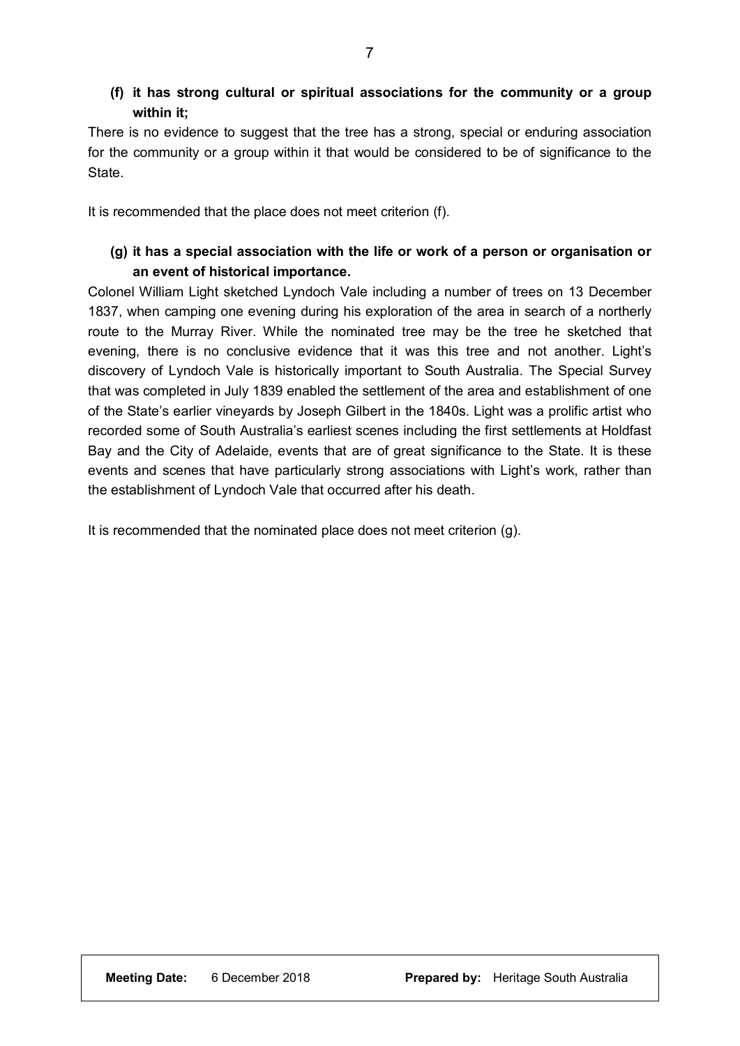**(f) it has strong cultural or spiritual associations for the community or a group within it;**

There is no evidence to suggest that the tree has a strong, special or enduring association for the community or a group within it that would be considered to be of significance to the State.

It is recommended that the place does not meet criterion (f).

**(g) it has a special association with the life or work of a person or organisation or an event of historical importance.**

Colonel William Light sketched Lyndoch Vale including a number of trees on 13 December 1837, when camping one evening during his exploration of the area in search of a northerly route to the Murray River. While the nominated tree may be the tree he sketched that evening, there is no conclusive evidence that it was this tree and not another. Light's discovery of Lyndoch Vale is historically important to South Australia. The Special Survey that was completed in July 1839 enabled the settlement of the area and establishment of one of the State's earlier vineyards by Joseph Gilbert in the 1840s. Light was a prolific artist who recorded some of South Australia's earliest scenes including the first settlements at Holdfast Bay and the City of Adelaide, events that are of great significance to the State. It is these events and scenes that have particularly strong associations with Light's work, rather than the establishment of Lyndoch Vale that occurred after his death.

It is recommended that the nominated place does not meet criterion (g).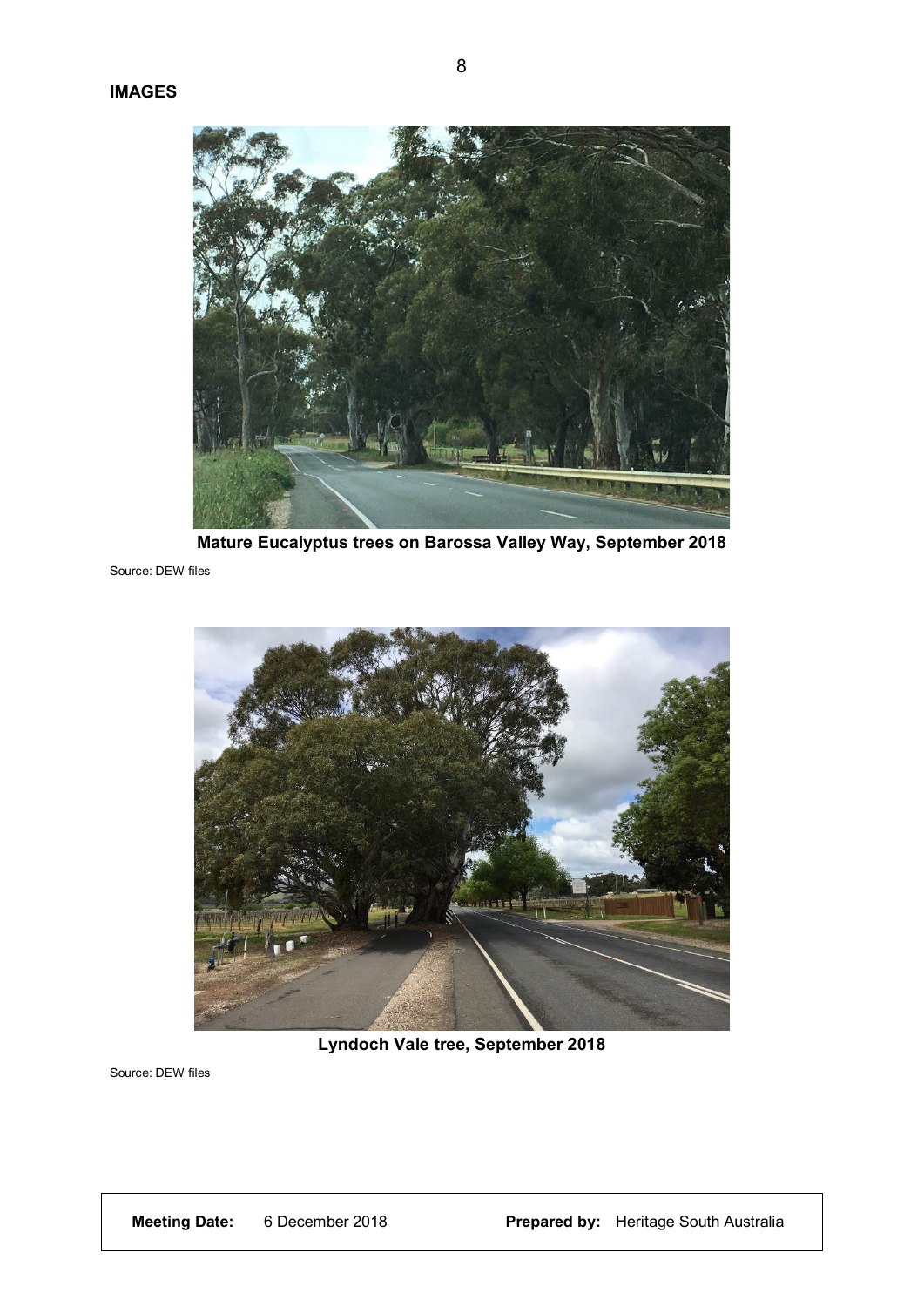**IMAGES**

**Mature Eucalyptus trees on Barossa Valley Way, September 2018**

Source: DEW files

**Lyndoch Vale tree, September 2018**

Source: DEW files

| **Meeting Date:** 6 December 2018 | **Prepared by:** Heritage South Australia |
| --- | --- |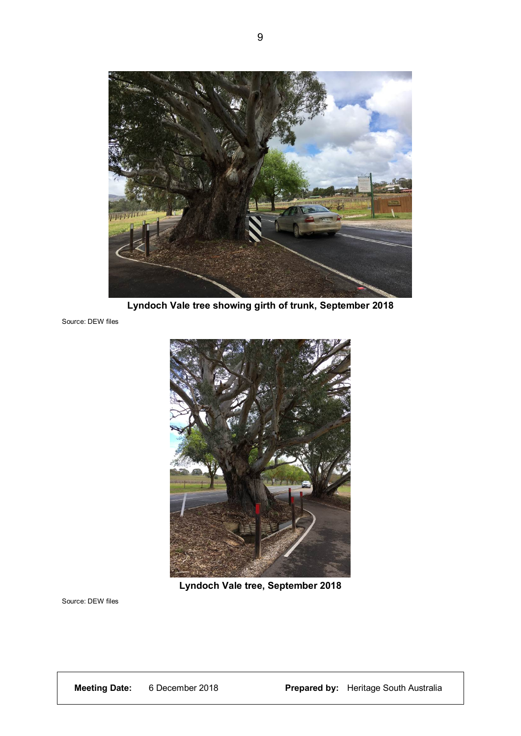**Lyndoch Vale tree showing girth of trunk, September 2018**

Source: DEW files

**Lyndoch Vale tree, September 2018**

Source: DEW files

| **Meeting Date:** 6 December 2018 | **Prepared by:** Heritage South Australia |
|---|---|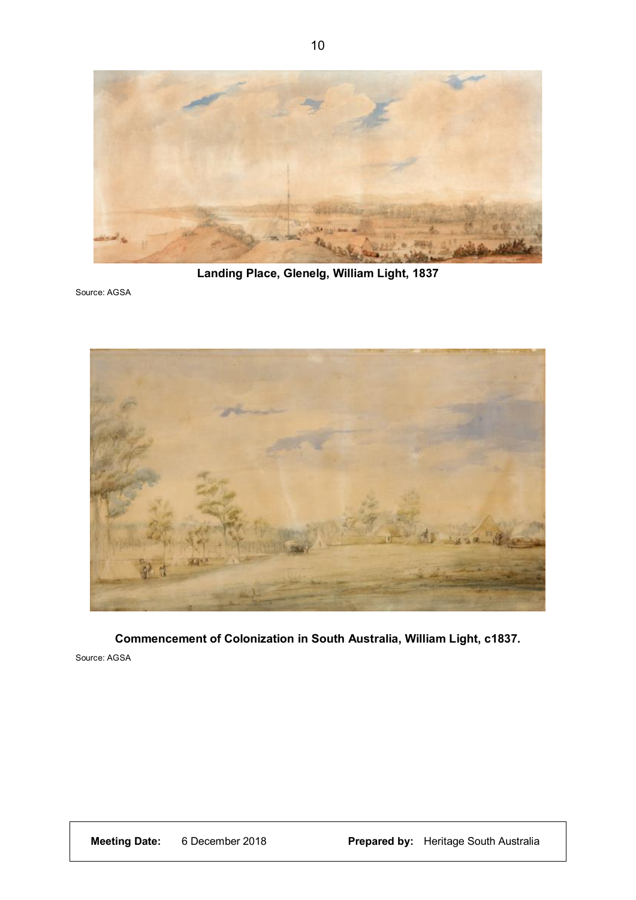**Landing Place, Glenelg, William Light, 1837**

Source: AGSA

**Commencement of Colonization in South Australia, William Light, c1837.**

Source: AGSA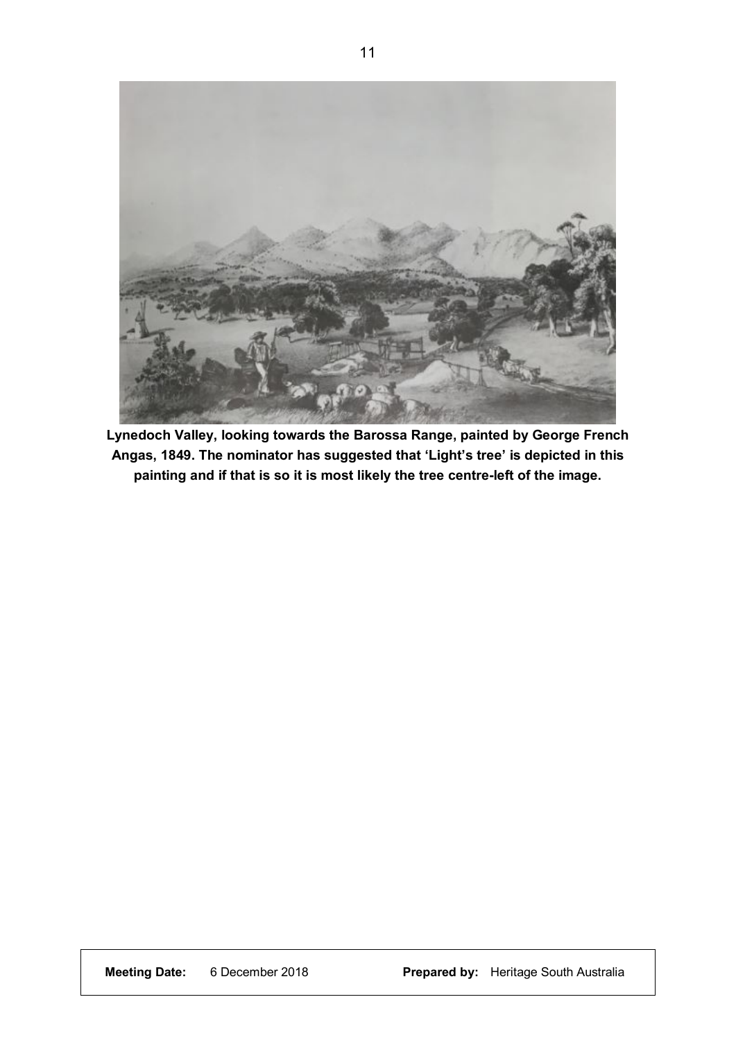**Lynedoch Valley, looking towards the Barossa Range, painted by George French Angas, 1849. The nominator has suggested that 'Light's tree' is depicted in this painting and if that is so it is most likely the tree centre-left of the image.**

| **Meeting Date:** 6 December 2018 | **Prepared by:** Heritage South Australia |
| --- | --- |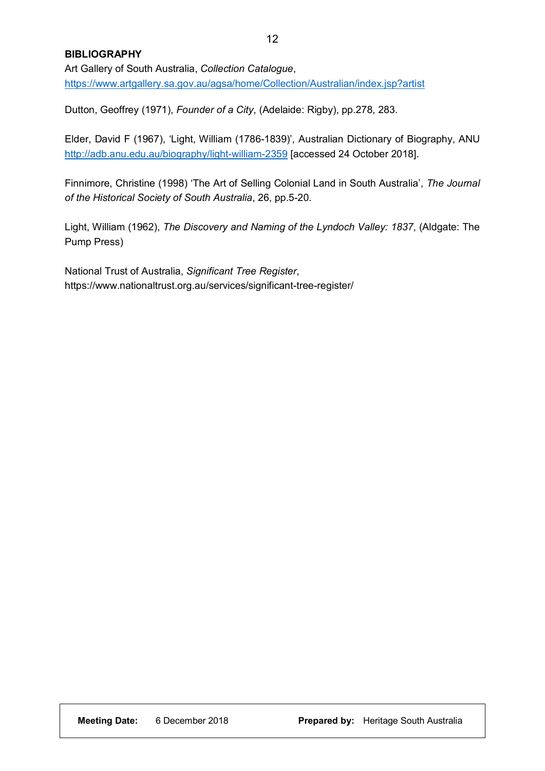## BIBLIOGRAPHY

Art Gallery of South Australia, *Collection Catalogue*, https://www.artgallery.sa.gov.au/agsa/home/Collection/Australian/index.jsp?artist

Dutton, Geoffrey (1971), *Founder of a City*, (Adelaide: Rigby), pp.278, 283.

Elder, David F (1967), 'Light, William (1786-1839)', Australian Dictionary of Biography, ANU http://adb.anu.edu.au/biography/light-william-2359 [accessed 24 October 2018].

Finnimore, Christine (1998) 'The Art of Selling Colonial Land in South Australia', *The Journal of the Historical Society of South Australia*, 26, pp.5-20.

Light, William (1962), *The Discovery and Naming of the Lyndoch Valley: 1837*, (Aldgate: The Pump Press)

National Trust of Australia, *Significant Tree Register*, https://www.nationaltrust.org.au/services/significant-tree-register/

| | |
|---|---|
| **Meeting Date:** 6 December 2018 | **Prepared by:** Heritage South Australia |